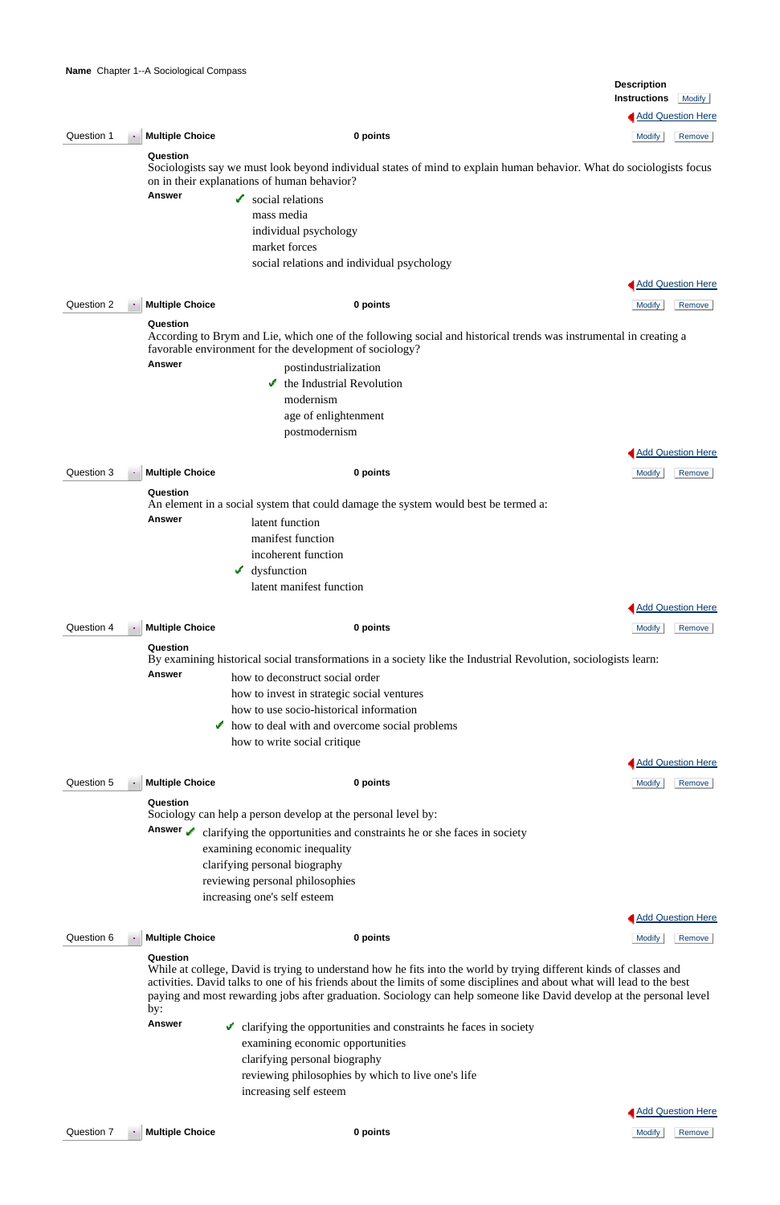**Name** Chapter 1--A Sociological Compass

**Description**
**Instructions**

Add Question Here

**Question 1** | **Multiple Choice** | **0 points**

**Question**
Sociologists say we must look beyond individual states of mind to explain human behavior. What do sociologists focus on in their explanations of human behavior?

**Answer**
- ✔ social relations
- mass media
- individual psychology
- market forces
- social relations and individual psychology

Add Question Here

**Question 2** | **Multiple Choice** | **0 points**

**Question**
According to Brym and Lie, which one of the following social and historical trends was instrumental in creating a favorable environment for the development of sociology?

**Answer**
- postindustrialization
- ✔ the Industrial Revolution
- modernism
- age of enlightenment
- postmodernism

Add Question Here

**Question 3** | **Multiple Choice** | **0 points**

**Question**
An element in a social system that could damage the system would best be termed a:

**Answer**
- latent function
- manifest function
- incoherent function
- ✔ dysfunction
- latent manifest function

Add Question Here

**Question 4** | **Multiple Choice** | **0 points**

**Question**
By examining historical social transformations in a society like the Industrial Revolution, sociologists learn:

**Answer**
- how to deconstruct social order
- how to invest in strategic social ventures
- how to use socio-historical information
- ✔ how to deal with and overcome social problems
- how to write social critique

Add Question Here

**Question 5** | **Multiple Choice** | **0 points**

**Question**
Sociology can help a person develop at the personal level by:

**Answer**
- ✔ clarifying the opportunities and constraints he or she faces in society
- examining economic inequality
- clarifying personal biography
- reviewing personal philosophies
- increasing one's self esteem

Add Question Here

**Question 6** | **Multiple Choice** | **0 points**

**Question**
While at college, David is trying to understand how he fits into the world by trying different kinds of classes and activities. David talks to one of his friends about the limits of some disciplines and about what will lead to the best paying and most rewarding jobs after graduation. Sociology can help someone like David develop at the personal level by:

**Answer**
- ✔ clarifying the opportunities and constraints he faces in society
- examining economic opportunities
- clarifying personal biography
- reviewing philosophies by which to live one's life
- increasing self esteem

Add Question Here

**Question 7** | **Multiple Choice** | **0 points**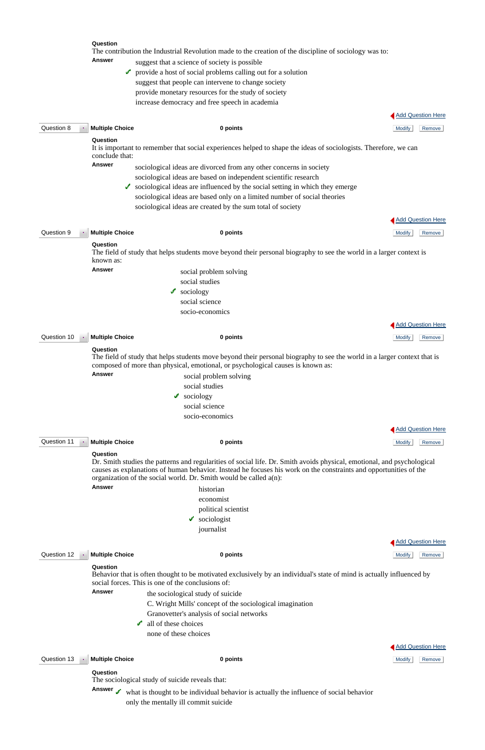**Question**
The contribution the Industrial Revolution made to the creation of the discipline of sociology was to:

**Answer**

- suggest that a science of society is possible
- ✔ provide a host of social problems calling out for a solution
- suggest that people can intervene to change society
- provide monetary resources for the study of society
- increase democracy and free speech in academia

Add Question Here

**Question 8** | **Multiple Choice** | **0 points** | Modify | Remove

**Question**
It is important to remember that social experiences helped to shape the ideas of sociologists. Therefore, we can conclude that:

**Answer**

- sociological ideas are divorced from any other concerns in society
- sociological ideas are based on independent scientific research
- ✔ sociological ideas are influenced by the social setting in which they emerge
- sociological ideas are based only on a limited number of social theories
- sociological ideas are created by the sum total of society

Add Question Here

**Question 9** | **Multiple Choice** | **0 points** | Modify | Remove

**Question**
The field of study that helps students move beyond their personal biography to see the world in a larger context is known as:

**Answer**

- social problem solving
- social studies
- ✔ sociology
- social science
- socio-economics

Add Question Here

**Question 10** | **Multiple Choice** | **0 points** | Modify | Remove

**Question**
The field of study that helps students move beyond their personal biography to see the world in a larger context that is composed of more than physical, emotional, or psychological causes is known as:

**Answer**

- social problem solving
- social studies
- ✔ sociology
- social science
- socio-economics

Add Question Here

**Question 11** | **Multiple Choice** | **0 points** | Modify | Remove

**Question**
Dr. Smith studies the patterns and regularities of social life. Dr. Smith avoids physical, emotional, and psychological causes as explanations of human behavior. Instead he focuses his work on the constraints and opportunities of the organization of the social world. Dr. Smith would be called a(n):

**Answer**

- historian
- economist
- political scientist
- ✔ sociologist
- journalist

Add Question Here

**Question 12** | **Multiple Choice** | **0 points** | Modify | Remove

**Question**
Behavior that is often thought to be motivated exclusively by an individual's state of mind is actually influenced by social forces. This is one of the conclusions of:

**Answer**

- the sociological study of suicide
- C. Wright Mills' concept of the sociological imagination
- Granovetter's analysis of social networks
- ✔ all of these choices
- none of these choices

Add Question Here

**Question 13** | **Multiple Choice** | **0 points** | Modify | Remove

**Question**
The sociological study of suicide reveals that:

**Answer**

- ✔ what is thought to be individual behavior is actually the influence of social behavior
- only the mentally ill commit suicide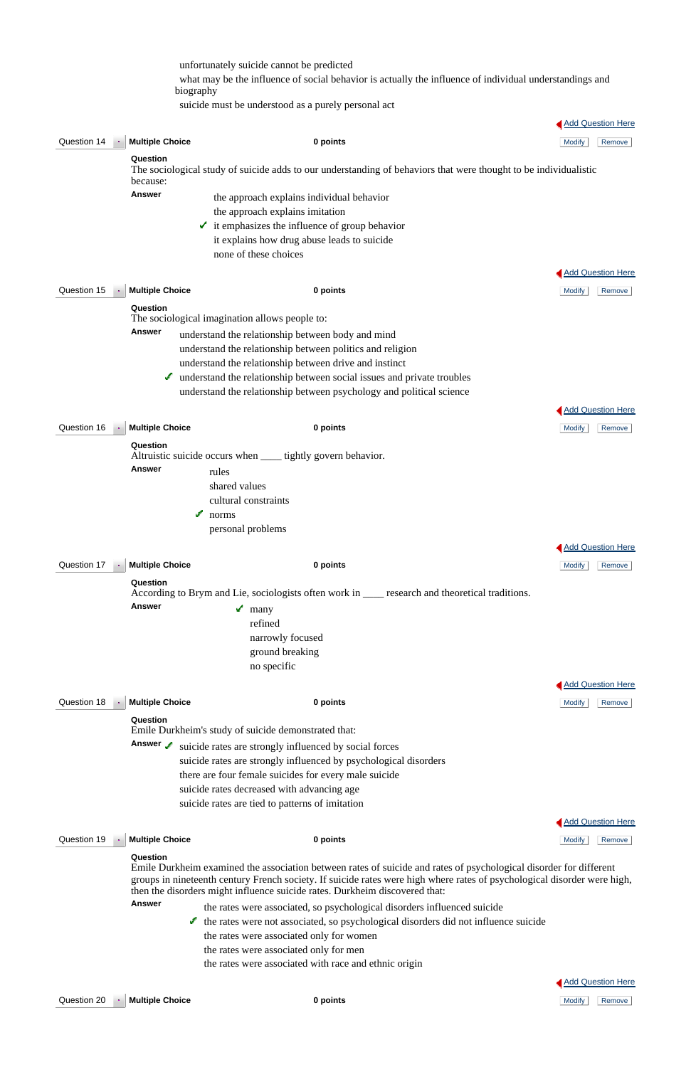unfortunately suicide cannot be predicted

what may be the influence of social behavior is actually the influence of individual understandings and biography

suicide must be understood as a purely personal act

Add Question Here

**Question 14** **Multiple Choice** **0 points** Modify Remove

**Question**

The sociological study of suicide adds to our understanding of behaviors that were thought to be individualistic because:

**Answer**

- the approach explains individual behavior
- the approach explains imitation
- ✓ it emphasizes the influence of group behavior
- it explains how drug abuse leads to suicide
- none of these choices

Add Question Here

**Question 15** **Multiple Choice** **0 points** Modify Remove

**Question**

The sociological imagination allows people to:

**Answer**

- understand the relationship between body and mind
- understand the relationship between politics and religion
- understand the relationship between drive and instinct
- ✓ understand the relationship between social issues and private troubles
- understand the relationship between psychology and political science

Add Question Here

**Question 16** **Multiple Choice** **0 points** Modify Remove

**Question**

Altruistic suicide occurs when ____ tightly govern behavior.

**Answer**

- rules
- shared values
- cultural constraints
- ✓ norms
- personal problems

Add Question Here

**Question 17** **Multiple Choice** **0 points** Modify Remove

**Question**

According to Brym and Lie, sociologists often work in ____ research and theoretical traditions.

**Answer**

- ✓ many
- refined
- narrowly focused
- ground breaking
- no specific

Add Question Here

**Question 18** **Multiple Choice** **0 points** Modify Remove

**Question**

Emile Durkheim's study of suicide demonstrated that:

**Answer**

- ✓ suicide rates are strongly influenced by social forces
- suicide rates are strongly influenced by psychological disorders
- there are four female suicides for every male suicide
- suicide rates decreased with advancing age
- suicide rates are tied to patterns of imitation

Add Question Here

**Question 19** **Multiple Choice** **0 points** Modify Remove

**Question**

Emile Durkheim examined the association between rates of suicide and rates of psychological disorder for different groups in nineteenth century French society. If suicide rates were high where rates of psychological disorder were high, then the disorders might influence suicide rates. Durkheim discovered that:

**Answer**

- the rates were associated, so psychological disorders influenced suicide
- ✓ the rates were not associated, so psychological disorders did not influence suicide
- the rates were associated only for women
- the rates were associated only for men
- the rates were associated with race and ethnic origin

Add Question Here

**Question 20** **Multiple Choice** **0 points** Modify Remove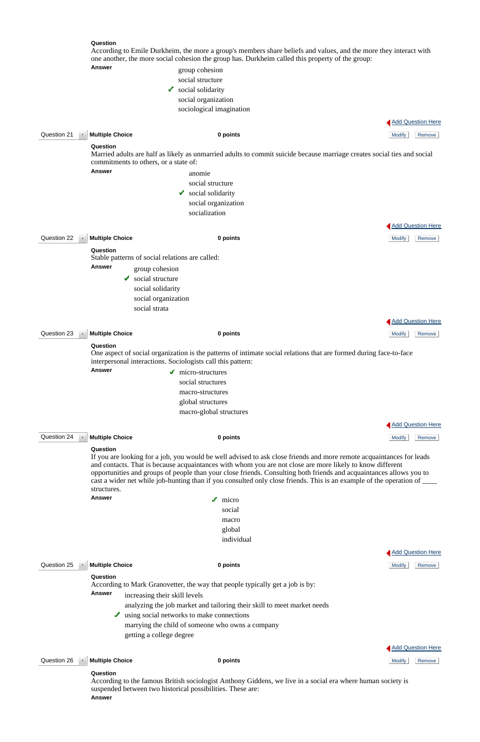**Question**

According to Emile Durkheim, the more a group's members share beliefs and values, and the more they interact with one another, the more social cohesion the group has. Durkheim called this property of the group:

**Answer**

- group cohesion
- social structure
- ✔ social solidarity
- social organization
- sociological imagination

Add Question Here

Question 21 | **Multiple Choice** | **0 points** | Modify | Remove

**Question**

Married adults are half as likely as unmarried adults to commit suicide because marriage creates social ties and social commitments to others, or a state of:

**Answer**

- anomie
- social structure
- ✔ social solidarity
- social organization
- socialization

Add Question Here

Question 22 | **Multiple Choice** | **0 points** | Modify | Remove

**Question**

Stable patterns of social relations are called:

**Answer**

- group cohesion
- ✔ social structure
- social solidarity
- social organization
- social strata

Add Question Here

Question 23 | **Multiple Choice** | **0 points** | Modify | Remove

**Question**

One aspect of social organization is the patterns of intimate social relations that are formed during face-to-face interpersonal interactions. Sociologists call this pattern:

**Answer**

- ✔ micro-structures
- social structures
- macro-structures
- global structures
- macro-global structures

Add Question Here

Question 24 | **Multiple Choice** | **0 points** | Modify | Remove

**Question**

If you are looking for a job, you would be well advised to ask close friends and more remote acquaintances for leads and contacts. That is because acquaintances with whom you are not close are more likely to know different opportunities and groups of people than your close friends. Consulting both friends and acquaintances allows you to cast a wider net while job-hunting than if you consulted only close friends. This is an example of the operation of ____ structures.

**Answer**

- ✔ micro
- social
- macro
- global
- individual

Add Question Here

Question 25 | **Multiple Choice** | **0 points** | Modify | Remove

**Question**

According to Mark Granovetter, the way that people typically get a job is by:

**Answer**

- increasing their skill levels
- analyzing the job market and tailoring their skill to meet market needs
- ✔ using social networks to make connections
- marrying the child of someone who owns a company
- getting a college degree

Add Question Here

Question 26 | **Multiple Choice** | **0 points** | Modify | Remove

**Question**

According to the famous British sociologist Anthony Giddens, we live in a social era where human society is suspended between two historical possibilities. These are:

**Answer**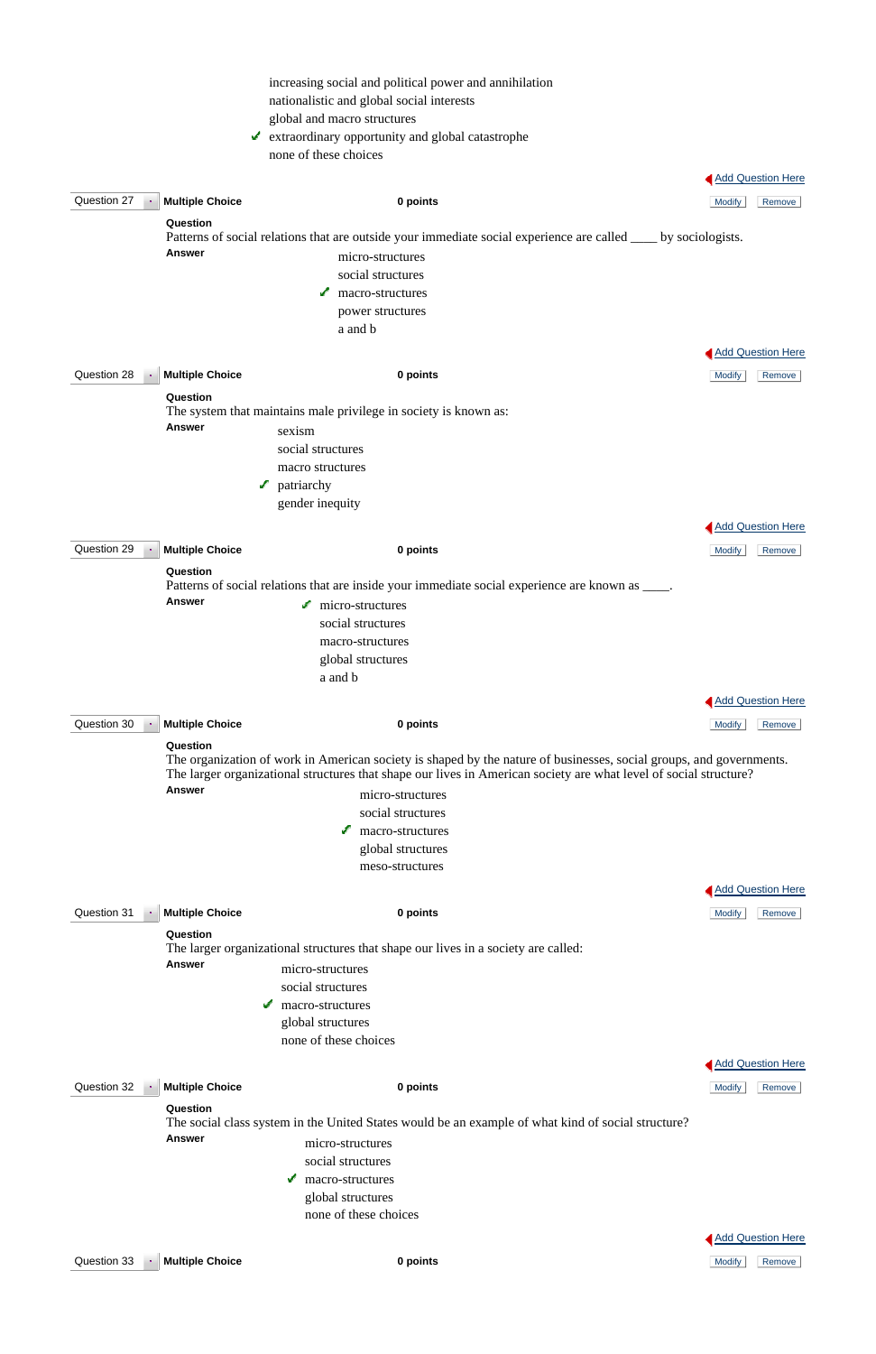- increasing social and political power and annihilation
- nationalistic and global social interests
- global and macro structures
- ✔ extraordinary opportunity and global catastrophe
- none of these choices

Add Question Here

**Question 27** | **Multiple Choice** | **0 points** | Modify | Remove

**Question**

Patterns of social relations that are outside your immediate social experience are called ____ by sociologists.

**Answer**

- micro-structures
- social structures
- ✔ macro-structures
- power structures
- a and b

Add Question Here

**Question 28** | **Multiple Choice** | **0 points** | Modify | Remove

**Question**

The system that maintains male privilege in society is known as:

**Answer**

- sexism
- social structures
- macro structures
- ✔ patriarchy
- gender inequity

Add Question Here

**Question 29** | **Multiple Choice** | **0 points** | Modify | Remove

**Question**

Patterns of social relations that are inside your immediate social experience are known as ____.

**Answer**

- ✔ micro-structures
- social structures
- macro-structures
- global structures
- a and b

Add Question Here

**Question 30** | **Multiple Choice** | **0 points** | Modify | Remove

**Question**

The organization of work in American society is shaped by the nature of businesses, social groups, and governments. The larger organizational structures that shape our lives in American society are what level of social structure?

**Answer**

- micro-structures
- social structures
- ✔ macro-structures
- global structures
- meso-structures

Add Question Here

**Question 31** | **Multiple Choice** | **0 points** | Modify | Remove

**Question**

The larger organizational structures that shape our lives in a society are called:

**Answer**

- micro-structures
- social structures
- ✔ macro-structures
- global structures
- none of these choices

Add Question Here

**Question 32** | **Multiple Choice** | **0 points** | Modify | Remove

**Question**

The social class system in the United States would be an example of what kind of social structure?

**Answer**

- micro-structures
- social structures
- ✔ macro-structures
- global structures
- none of these choices

Add Question Here

**Question 33** | **Multiple Choice** | **0 points** | Modify | Remove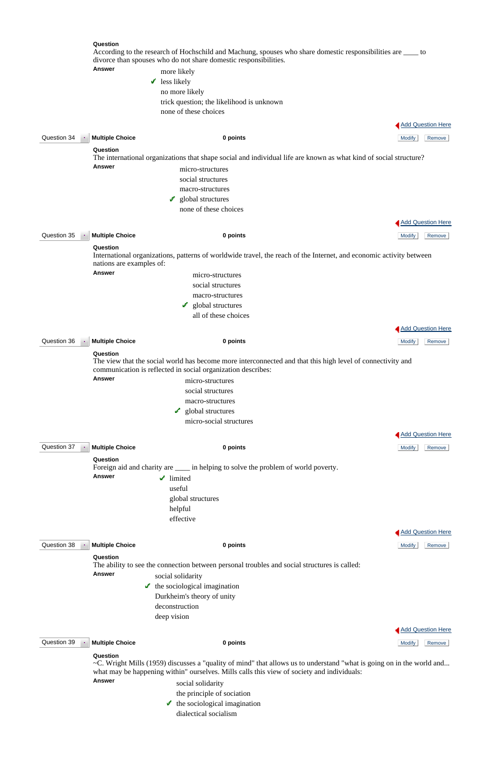**Question**

According to the research of Hochschild and Machung, spouses who share domestic responsibilities are ____ to divorce than spouses who do not share domestic responsibilities.

**Answer**

- more likely
- ✔ less likely
- no more likely
- trick question; the likelihood is unknown
- none of these choices

Add Question Here

Question 34 | **Multiple Choice** | **0 points** | Modify | Remove

**Question**

The international organizations that shape social and individual life are known as what kind of social structure?

**Answer**

- micro-structures
- social structures
- macro-structures
- ✔ global structures
- none of these choices

Add Question Here

Question 35 | **Multiple Choice** | **0 points** | Modify | Remove

**Question**

International organizations, patterns of worldwide travel, the reach of the Internet, and economic activity between nations are examples of:

**Answer**

- micro-structures
- social structures
- macro-structures
- ✔ global structures
- all of these choices

Add Question Here

Question 36 | **Multiple Choice** | **0 points** | Modify | Remove

**Question**

The view that the social world has become more interconnected and that this high level of connectivity and communication is reflected in social organization describes:

**Answer**

- micro-structures
- social structures
- macro-structures
- ✔ global structures
- micro-social structures

Add Question Here

Question 37 | **Multiple Choice** | **0 points** | Modify | Remove

**Question**

Foreign aid and charity are ____ in helping to solve the problem of world poverty.

**Answer**

- ✔ limited
- useful
- global structures
- helpful
- effective

Add Question Here

Question 38 | **Multiple Choice** | **0 points** | Modify | Remove

**Question**

The ability to see the connection between personal troubles and social structures is called:

**Answer**

- social solidarity
- ✔ the sociological imagination
- Durkheim's theory of unity
- deconstruction
- deep vision

Add Question Here

Question 39 | **Multiple Choice** | **0 points** | Modify | Remove

**Question**

~C. Wright Mills (1959) discusses a "quality of mind" that allows us to understand "what is going on in the world and... what may be happening within" ourselves. Mills calls this view of society and individuals:

**Answer**

- social solidarity
- the principle of sociation
- ✔ the sociological imagination
- dialectical socialism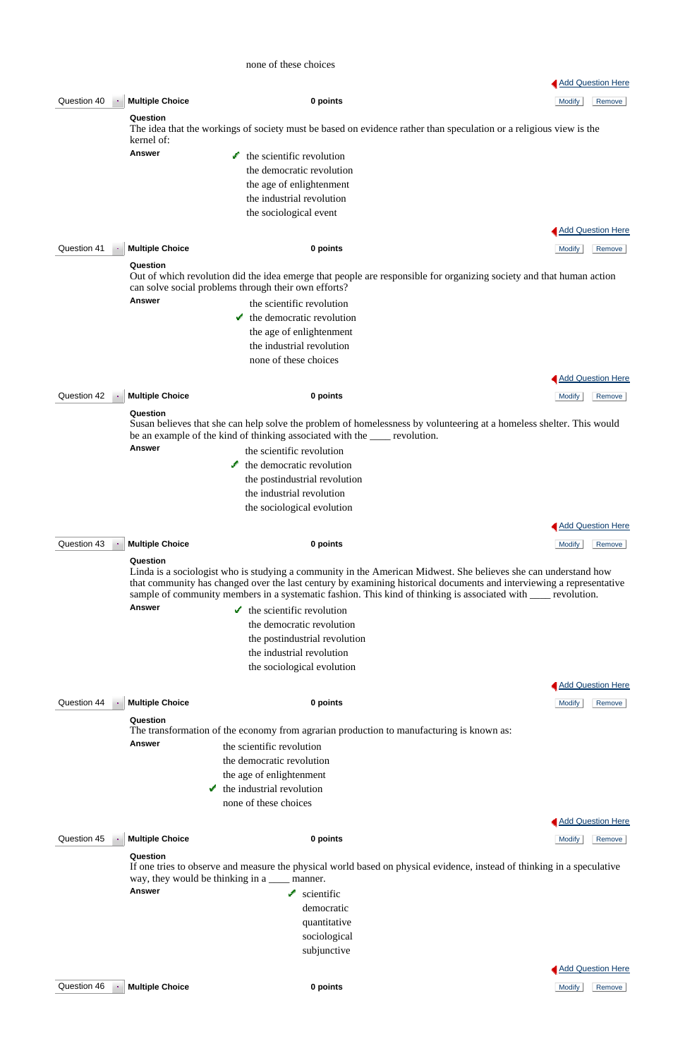none of these choices

Add Question Here

**Question 40** | **Multiple Choice** | **0 points** | Modify | Remove

**Question**
The idea that the workings of society must be based on evidence rather than speculation or a religious view is the kernel of:

**Answer**
- ✓ the scientific revolution
- the democratic revolution
- the age of enlightenment
- the industrial revolution
- the sociological event

Add Question Here

**Question 41** | **Multiple Choice** | **0 points** | Modify | Remove

**Question**
Out of which revolution did the idea emerge that people are responsible for organizing society and that human action can solve social problems through their own efforts?

**Answer**
- the scientific revolution
- ✓ the democratic revolution
- the age of enlightenment
- the industrial revolution
- none of these choices

Add Question Here

**Question 42** | **Multiple Choice** | **0 points** | Modify | Remove

**Question**
Susan believes that she can help solve the problem of homelessness by volunteering at a homeless shelter. This would be an example of the kind of thinking associated with the ____ revolution.

**Answer**
- the scientific revolution
- ✓ the democratic revolution
- the postindustrial revolution
- the industrial revolution
- the sociological evolution

Add Question Here

**Question 43** | **Multiple Choice** | **0 points** | Modify | Remove

**Question**
Linda is a sociologist who is studying a community in the American Midwest. She believes she can understand how that community has changed over the last century by examining historical documents and interviewing a representative sample of community members in a systematic fashion. This kind of thinking is associated with ____ revolution.

**Answer**
- ✓ the scientific revolution
- the democratic revolution
- the postindustrial revolution
- the industrial revolution
- the sociological evolution

Add Question Here

**Question 44** | **Multiple Choice** | **0 points** | Modify | Remove

**Question**
The transformation of the economy from agrarian production to manufacturing is known as:

**Answer**
- the scientific revolution
- the democratic revolution
- the age of enlightenment
- ✓ the industrial revolution
- none of these choices

Add Question Here

**Question 45** | **Multiple Choice** | **0 points** | Modify | Remove

**Question**
If one tries to observe and measure the physical world based on physical evidence, instead of thinking in a speculative way, they would be thinking in a ____ manner.

**Answer**
- ✓ scientific
- democratic
- quantitative
- sociological
- subjunctive

Add Question Here

**Question 46** | **Multiple Choice** | **0 points** | Modify | Remove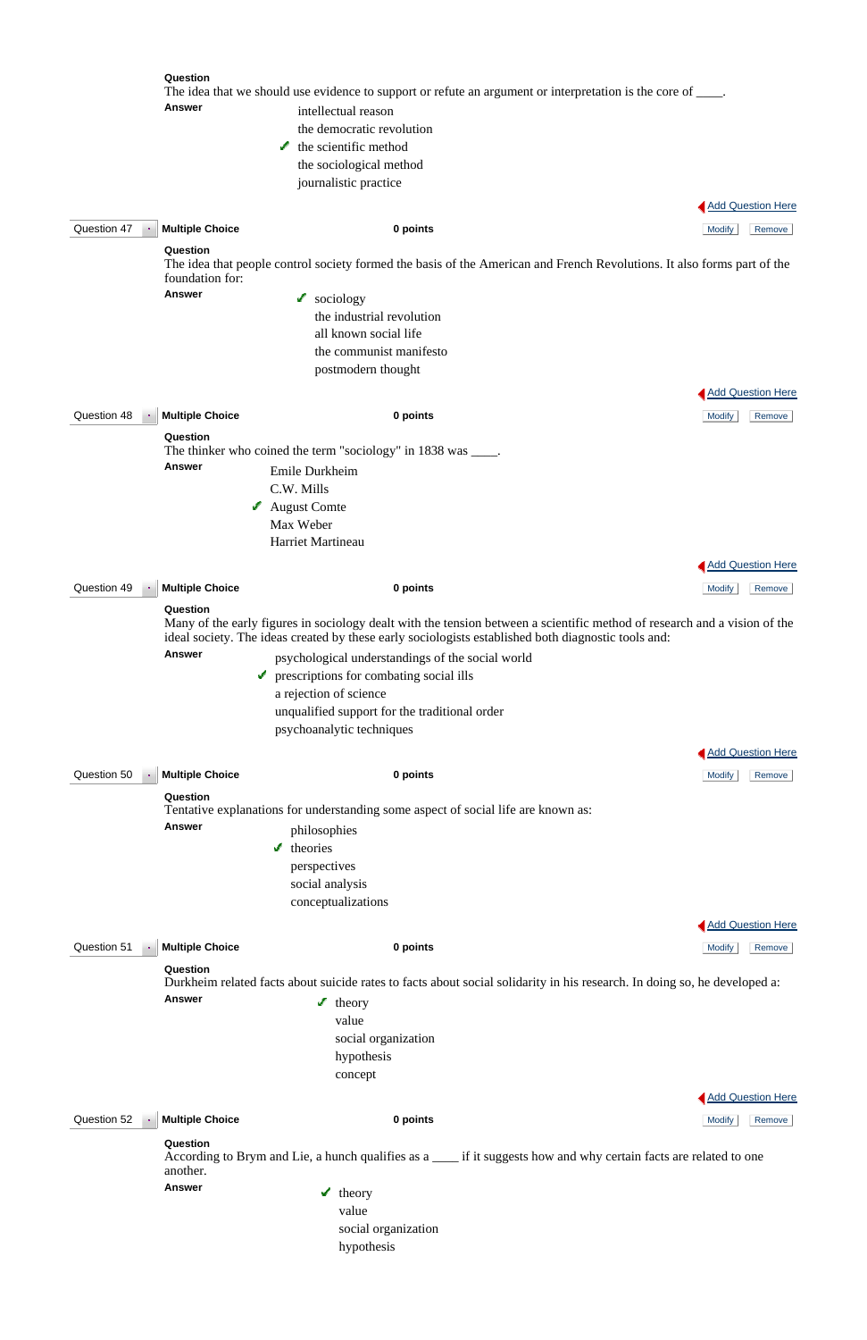**Question**

The idea that we should use evidence to support or refute an argument or interpretation is the core of ____.

**Answer**

- intellectual reason
- the democratic revolution
- ✔ the scientific method
- the sociological method
- journalistic practice

Add Question Here

**Question 47** | **Multiple Choice** | **0 points** | Modify | Remove

**Question**

The idea that people control society formed the basis of the American and French Revolutions. It also forms part of the foundation for:

**Answer**

- ✔ sociology
- the industrial revolution
- all known social life
- the communist manifesto
- postmodern thought

Add Question Here

**Question 48** | **Multiple Choice** | **0 points** | Modify | Remove

**Question**

The thinker who coined the term "sociology" in 1838 was ____.

**Answer**

- Emile Durkheim
- C.W. Mills
- ✔ August Comte
- Max Weber
- Harriet Martineau

Add Question Here

**Question 49** | **Multiple Choice** | **0 points** | Modify | Remove

**Question**

Many of the early figures in sociology dealt with the tension between a scientific method of research and a vision of the ideal society. The ideas created by these early sociologists established both diagnostic tools and:

**Answer**

- psychological understandings of the social world
- ✔ prescriptions for combating social ills
- a rejection of science
- unqualified support for the traditional order
- psychoanalytic techniques

Add Question Here

**Question 50** | **Multiple Choice** | **0 points** | Modify | Remove

**Question**

Tentative explanations for understanding some aspect of social life are known as:

**Answer**

- philosophies
- ✔ theories
- perspectives
- social analysis
- conceptualizations

Add Question Here

**Question 51** | **Multiple Choice** | **0 points** | Modify | Remove

**Question**

Durkheim related facts about suicide rates to facts about social solidarity in his research. In doing so, he developed a:

**Answer**

- ✔ theory
- value
- social organization
- hypothesis
- concept

Add Question Here

**Question 52** | **Multiple Choice** | **0 points** | Modify | Remove

**Question**

According to Brym and Lie, a hunch qualifies as a ____ if it suggests how and why certain facts are related to one another.

**Answer**

- ✔ theory
- value
- social organization
- hypothesis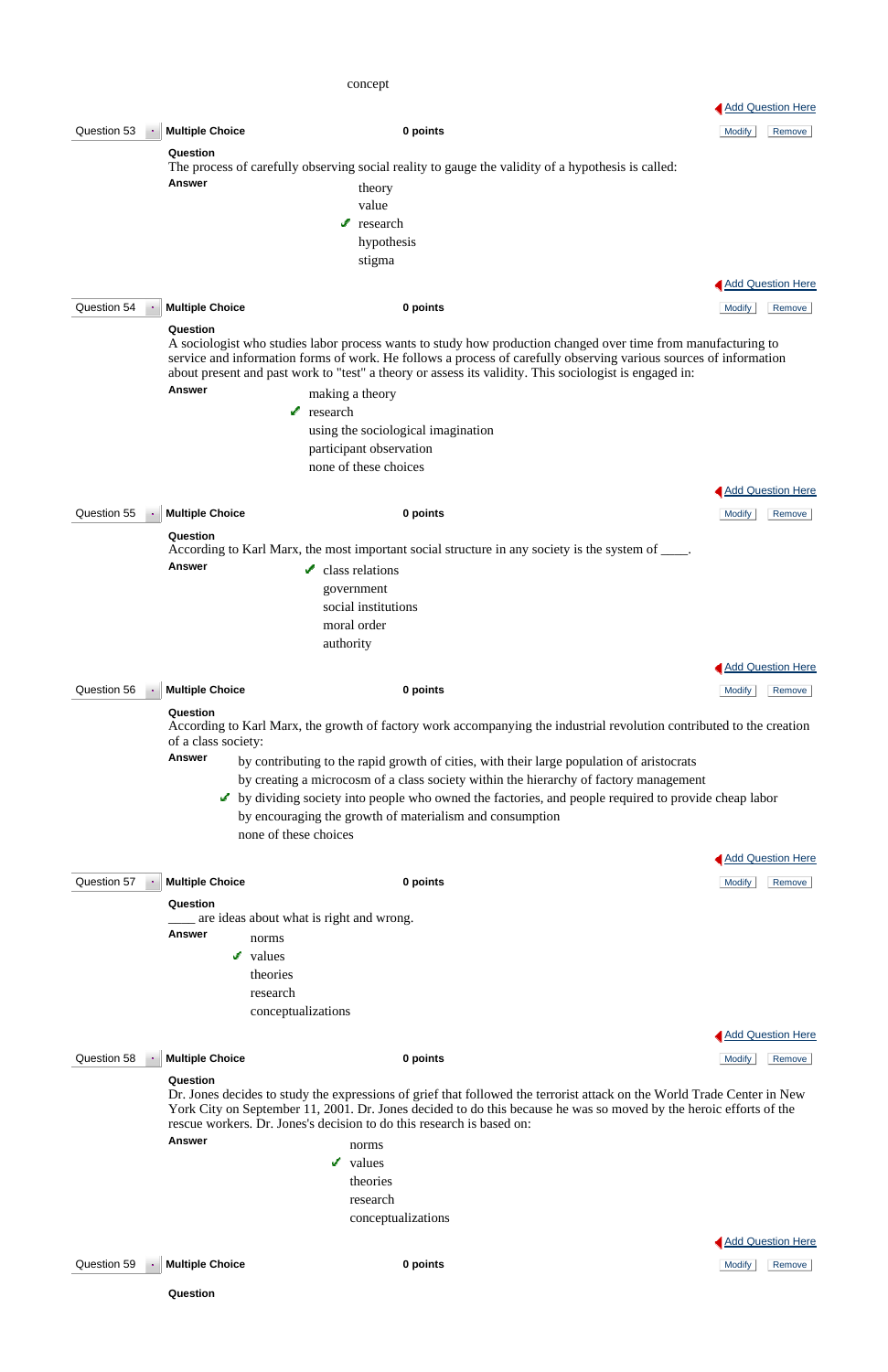concept

Add Question Here

**Question 53** **Multiple Choice** **0 points** Modify Remove

**Question**
The process of carefully observing social reality to gauge the validity of a hypothesis is called:

**Answer**

- theory
- value
- ✔ research
- hypothesis
- stigma

Add Question Here

**Question 54** **Multiple Choice** **0 points** Modify Remove

**Question**
A sociologist who studies labor process wants to study how production changed over time from manufacturing to service and information forms of work. He follows a process of carefully observing various sources of information about present and past work to "test" a theory or assess its validity. This sociologist is engaged in:

**Answer**

- making a theory
- ✔ research
- using the sociological imagination
- participant observation
- none of these choices

Add Question Here

**Question 55** **Multiple Choice** **0 points** Modify Remove

**Question**
According to Karl Marx, the most important social structure in any society is the system of ____.

**Answer**

- ✔ class relations
- government
- social institutions
- moral order
- authority

Add Question Here

**Question 56** **Multiple Choice** **0 points** Modify Remove

**Question**
According to Karl Marx, the growth of factory work accompanying the industrial revolution contributed to the creation of a class society:

**Answer**

- by contributing to the rapid growth of cities, with their large population of aristocrats
- by creating a microcosm of a class society within the hierarchy of factory management
- ✔ by dividing society into people who owned the factories, and people required to provide cheap labor
- by encouraging the growth of materialism and consumption
- none of these choices

Add Question Here

**Question 57** **Multiple Choice** **0 points** Modify Remove

**Question**
____ are ideas about what is right and wrong.

**Answer**

- norms
- ✔ values
- theories
- research
- conceptualizations

Add Question Here

**Question 58** **Multiple Choice** **0 points** Modify Remove

**Question**
Dr. Jones decides to study the expressions of grief that followed the terrorist attack on the World Trade Center in New York City on September 11, 2001. Dr. Jones decided to do this because he was so moved by the heroic efforts of the rescue workers. Dr. Jones's decision to do this research is based on:

**Answer**

- norms
- ✔ values
- theories
- research
- conceptualizations

Add Question Here

**Question 59** **Multiple Choice** **0 points** Modify Remove

**Question**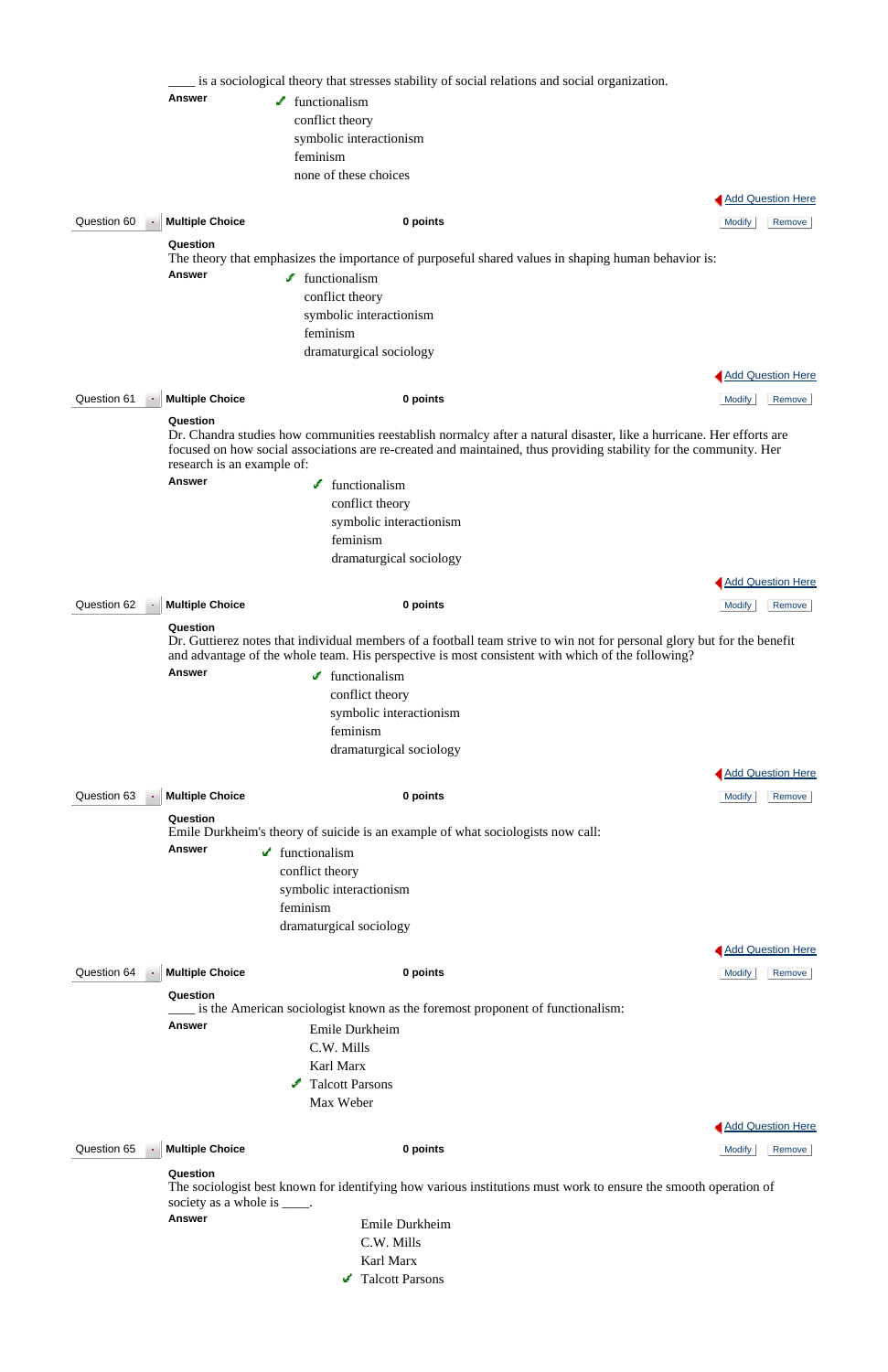____ is a sociological theory that stresses stability of social relations and social organization.

**Answer**

- ✔ functionalism
- conflict theory
- symbolic interactionism
- feminism
- none of these choices

Add Question Here

**Question 60** | **Multiple Choice** | **0 points** | Modify | Remove

**Question**

The theory that emphasizes the importance of purposeful shared values in shaping human behavior is:

**Answer**

- ✔ functionalism
- conflict theory
- symbolic interactionism
- feminism
- dramaturgical sociology

Add Question Here

**Question 61** | **Multiple Choice** | **0 points** | Modify | Remove

**Question**

Dr. Chandra studies how communities reestablish normalcy after a natural disaster, like a hurricane. Her efforts are focused on how social associations are re-created and maintained, thus providing stability for the community. Her research is an example of:

**Answer**

- ✔ functionalism
- conflict theory
- symbolic interactionism
- feminism
- dramaturgical sociology

Add Question Here

**Question 62** | **Multiple Choice** | **0 points** | Modify | Remove

**Question**

Dr. Guttierez notes that individual members of a football team strive to win not for personal glory but for the benefit and advantage of the whole team. His perspective is most consistent with which of the following?

**Answer**

- ✔ functionalism
- conflict theory
- symbolic interactionism
- feminism
- dramaturgical sociology

Add Question Here

**Question 63** | **Multiple Choice** | **0 points** | Modify | Remove

**Question**

Emile Durkheim's theory of suicide is an example of what sociologists now call:

**Answer**

- ✔ functionalism
- conflict theory
- symbolic interactionism
- feminism
- dramaturgical sociology

Add Question Here

**Question 64** | **Multiple Choice** | **0 points** | Modify | Remove

**Question**

____ is the American sociologist known as the foremost proponent of functionalism:

**Answer**

- Emile Durkheim
- C.W. Mills
- Karl Marx
- ✔ Talcott Parsons
- Max Weber

Add Question Here

**Question 65** | **Multiple Choice** | **0 points** | Modify | Remove

**Question**

The sociologist best known for identifying how various institutions must work to ensure the smooth operation of society as a whole is ____.

**Answer**

- Emile Durkheim
- C.W. Mills
- Karl Marx
- ✔ Talcott Parsons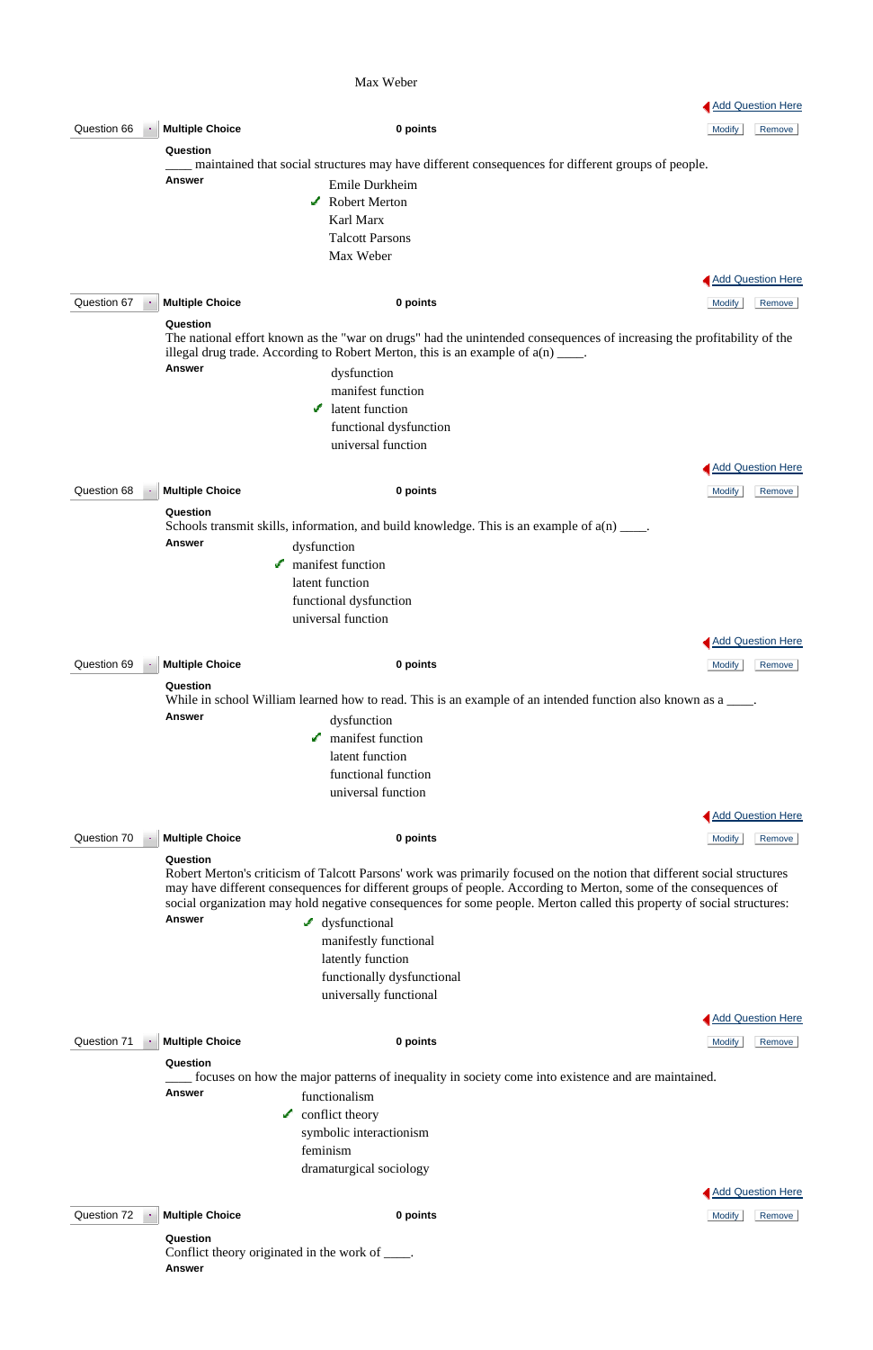Max Weber

Add Question Here

Question 66 | Multiple Choice | 0 points | Modify | Remove

**Question**

____ maintained that social structures may have different consequences for different groups of people.

**Answer**

- Emile Durkheim
- ✓ Robert Merton
- Karl Marx
- Talcott Parsons
- Max Weber

Add Question Here

Question 67 | Multiple Choice | 0 points | Modify | Remove

**Question**

The national effort known as the "war on drugs" had the unintended consequences of increasing the profitability of the illegal drug trade. According to Robert Merton, this is an example of a(n) ____.

**Answer**

- dysfunction
- manifest function
- ✓ latent function
- functional dysfunction
- universal function

Add Question Here

Question 68 | Multiple Choice | 0 points | Modify | Remove

**Question**

Schools transmit skills, information, and build knowledge. This is an example of a(n) ____.

**Answer**

- dysfunction
- ✓ manifest function
- latent function
- functional dysfunction
- universal function

Add Question Here

Question 69 | Multiple Choice | 0 points | Modify | Remove

**Question**

While in school William learned how to read. This is an example of an intended function also known as a ____.

**Answer**

- dysfunction
- ✓ manifest function
- latent function
- functional function
- universal function

Add Question Here

Question 70 | Multiple Choice | 0 points | Modify | Remove

**Question**

Robert Merton's criticism of Talcott Parsons' work was primarily focused on the notion that different social structures may have different consequences for different groups of people. According to Merton, some of the consequences of social organization may hold negative consequences for some people. Merton called this property of social structures:

**Answer**

- ✓ dysfunctional
- manifestly functional
- latently function
- functionally dysfunctional
- universally functional

Add Question Here

Question 71 | Multiple Choice | 0 points | Modify | Remove

**Question**

____ focuses on how the major patterns of inequality in society come into existence and are maintained.

**Answer**

- functionalism
- ✓ conflict theory
- symbolic interactionism
- feminism
- dramaturgical sociology

Add Question Here

Question 72 | Multiple Choice | 0 points | Modify | Remove

**Question**

Conflict theory originated in the work of ____.

**Answer**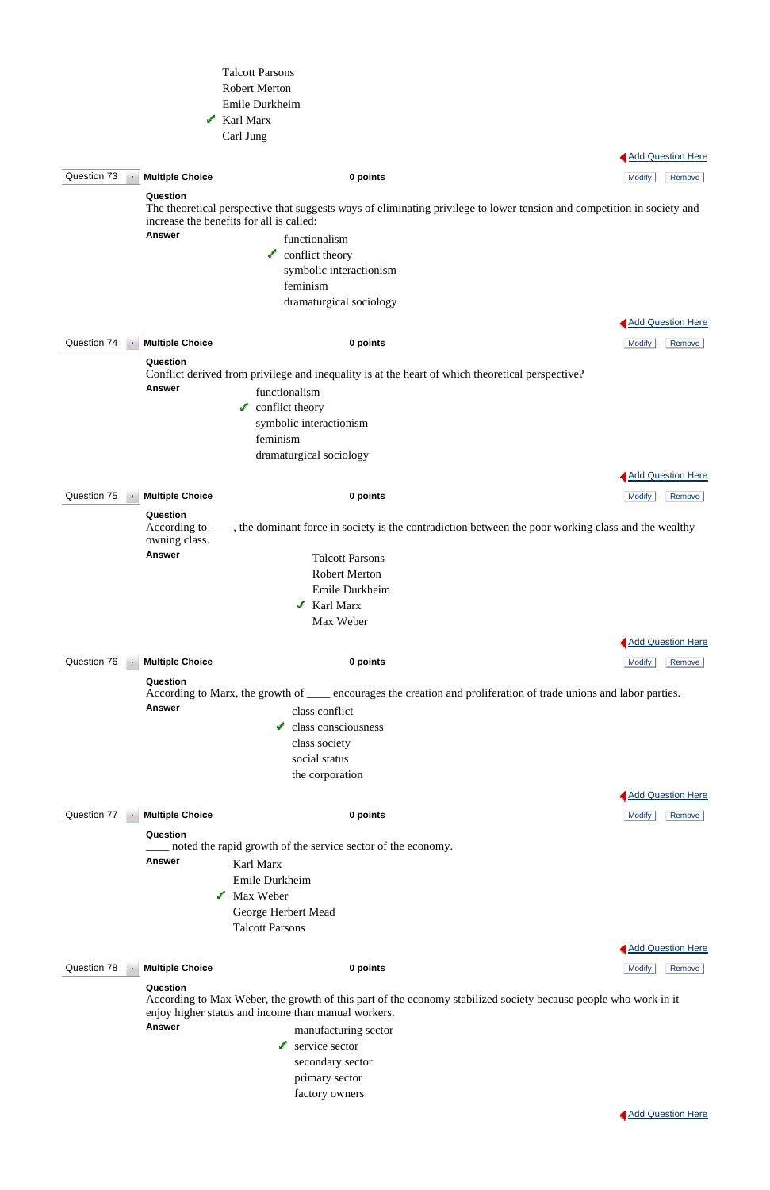- Talcott Parsons
- Robert Merton
- Emile Durkheim
- ✓ Karl Marx
- Carl Jung

Add Question Here

**Question 73** | **Multiple Choice** | **0 points** | Modify | Remove

**Question**

The theoretical perspective that suggests ways of eliminating privilege to lower tension and competition in society and increase the benefits for all is called:

**Answer**

- functionalism
- ✓ conflict theory
- symbolic interactionism
- feminism
- dramaturgical sociology

Add Question Here

**Question 74** | **Multiple Choice** | **0 points** | Modify | Remove

**Question**

Conflict derived from privilege and inequality is at the heart of which theoretical perspective?

**Answer**

- functionalism
- ✓ conflict theory
- symbolic interactionism
- feminism
- dramaturgical sociology

Add Question Here

**Question 75** | **Multiple Choice** | **0 points** | Modify | Remove

**Question**

According to ____, the dominant force in society is the contradiction between the poor working class and the wealthy owning class.

**Answer**

- Talcott Parsons
- Robert Merton
- Emile Durkheim
- ✓ Karl Marx
- Max Weber

Add Question Here

**Question 76** | **Multiple Choice** | **0 points** | Modify | Remove

**Question**

According to Marx, the growth of ____ encourages the creation and proliferation of trade unions and labor parties.

**Answer**

- class conflict
- ✓ class consciousness
- class society
- social status
- the corporation

Add Question Here

**Question 77** | **Multiple Choice** | **0 points** | Modify | Remove

**Question**

____ noted the rapid growth of the service sector of the economy.

**Answer**

- Karl Marx
- Emile Durkheim
- ✓ Max Weber
- George Herbert Mead
- Talcott Parsons

Add Question Here

**Question 78** | **Multiple Choice** | **0 points** | Modify | Remove

**Question**

According to Max Weber, the growth of this part of the economy stabilized society because people who work in it enjoy higher status and income than manual workers.

**Answer**

- manufacturing sector
- ✓ service sector
- secondary sector
- primary sector
- factory owners

Add Question Here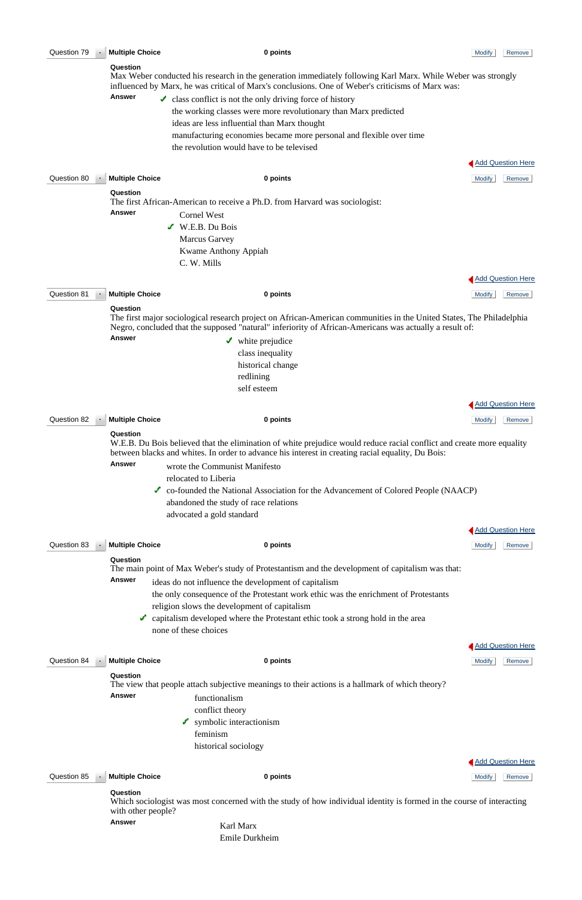Question 79 | Multiple Choice | 0 points | Modify | Remove

**Question**
Max Weber conducted his research in the generation immediately following Karl Marx. While Weber was strongly influenced by Marx, he was critical of Marx's conclusions. One of Weber's criticisms of Marx was:

**Answer**
- ✓ class conflict is not the only driving force of history
- the working classes were more revolutionary than Marx predicted
- ideas are less influential than Marx thought
- manufacturing economies became more personal and flexible over time
- the revolution would have to be televised

Add Question Here

Question 80 | Multiple Choice | 0 points | Modify | Remove

**Question**
The first African-American to receive a Ph.D. from Harvard was sociologist:

**Answer**
- Cornel West
- ✓ W.E.B. Du Bois
- Marcus Garvey
- Kwame Anthony Appiah
- C. W. Mills

Add Question Here

Question 81 | Multiple Choice | 0 points | Modify | Remove

**Question**
The first major sociological research project on African-American communities in the United States, The Philadelphia Negro, concluded that the supposed "natural" inferiority of African-Americans was actually a result of:

**Answer**
- ✓ white prejudice
- class inequality
- historical change
- redlining
- self esteem

Add Question Here

Question 82 | Multiple Choice | 0 points | Modify | Remove

**Question**
W.E.B. Du Bois believed that the elimination of white prejudice would reduce racial conflict and create more equality between blacks and whites. In order to advance his interest in creating racial equality, Du Bois:

**Answer**
- wrote the Communist Manifesto
- relocated to Liberia
- ✓ co-founded the National Association for the Advancement of Colored People (NAACP)
- abandoned the study of race relations
- advocated a gold standard

Add Question Here

Question 83 | Multiple Choice | 0 points | Modify | Remove

**Question**
The main point of Max Weber's study of Protestantism and the development of capitalism was that:

**Answer**
- ideas do not influence the development of capitalism
- the only consequence of the Protestant work ethic was the enrichment of Protestants
- religion slows the development of capitalism
- ✓ capitalism developed where the Protestant ethic took a strong hold in the area
- none of these choices

Add Question Here

Question 84 | Multiple Choice | 0 points | Modify | Remove

**Question**
The view that people attach subjective meanings to their actions is a hallmark of which theory?

**Answer**
- functionalism
- conflict theory
- ✓ symbolic interactionism
- feminism
- historical sociology

Add Question Here

Question 85 | Multiple Choice | 0 points | Modify | Remove

**Question**
Which sociologist was most concerned with the study of how individual identity is formed in the course of interacting with other people?

**Answer**
- Karl Marx
- Emile Durkheim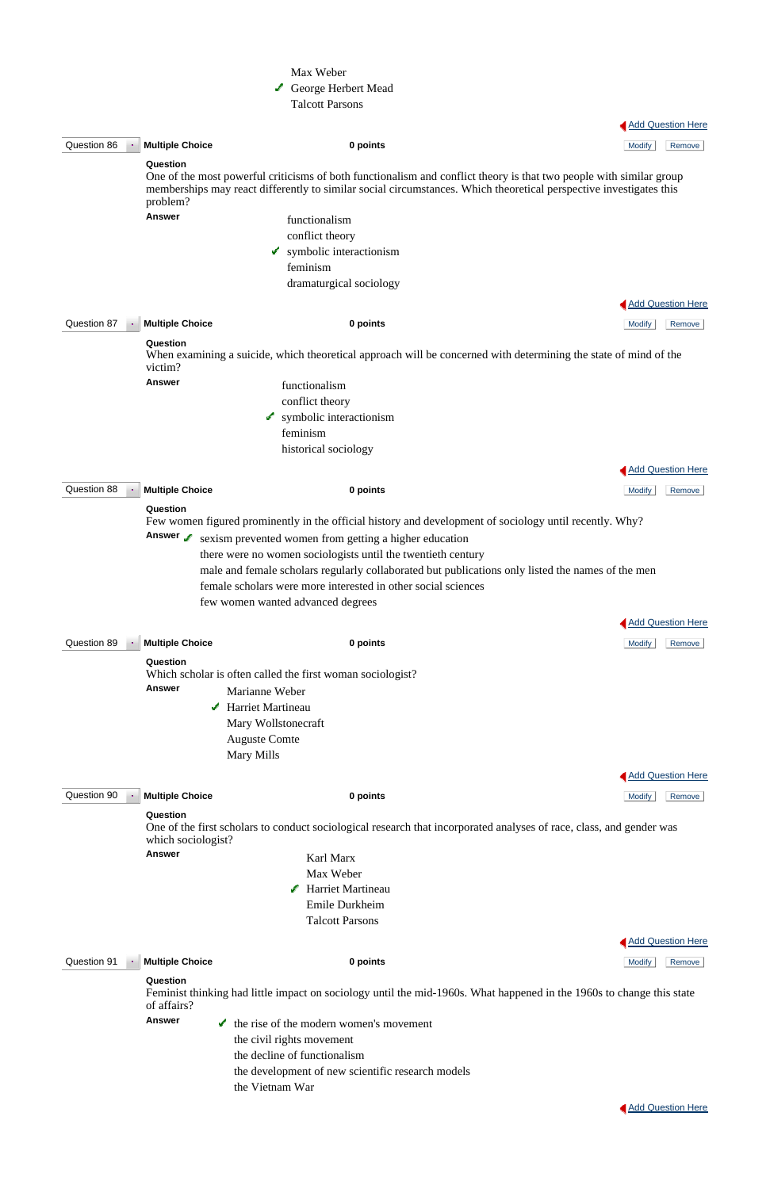Max Weber
✔ George Herbert Mead
Talcott Parsons

Add Question Here

**Question 86** | **Multiple Choice** | **0 points** | Modify | Remove

**Question**
One of the most powerful criticisms of both functionalism and conflict theory is that two people with similar group memberships may react differently to similar social circumstances. Which theoretical perspective investigates this problem?

**Answer**
- functionalism
- conflict theory
- ✔ symbolic interactionism
- feminism
- dramaturgical sociology

Add Question Here

**Question 87** | **Multiple Choice** | **0 points** | Modify | Remove

**Question**
When examining a suicide, which theoretical approach will be concerned with determining the state of mind of the victim?

**Answer**
- functionalism
- conflict theory
- ✔ symbolic interactionism
- feminism
- historical sociology

Add Question Here

**Question 88** | **Multiple Choice** | **0 points** | Modify | Remove

**Question**
Few women figured prominently in the official history and development of sociology until recently. Why?

**Answer**
- ✔ sexism prevented women from getting a higher education
- there were no women sociologists until the twentieth century
- male and female scholars regularly collaborated but publications only listed the names of the men
- female scholars were more interested in other social sciences
- few women wanted advanced degrees

Add Question Here

**Question 89** | **Multiple Choice** | **0 points** | Modify | Remove

**Question**
Which scholar is often called the first woman sociologist?

**Answer**
- Marianne Weber
- ✔ Harriet Martineau
- Mary Wollstonecraft
- Auguste Comte
- Mary Mills

Add Question Here

**Question 90** | **Multiple Choice** | **0 points** | Modify | Remove

**Question**
One of the first scholars to conduct sociological research that incorporated analyses of race, class, and gender was which sociologist?

**Answer**
- Karl Marx
- Max Weber
- ✔ Harriet Martineau
- Emile Durkheim
- Talcott Parsons

Add Question Here

**Question 91** | **Multiple Choice** | **0 points** | Modify | Remove

**Question**
Feminist thinking had little impact on sociology until the mid-1960s. What happened in the 1960s to change this state of affairs?

**Answer**
- ✔ the rise of the modern women's movement
- the civil rights movement
- the decline of functionalism
- the development of new scientific research models
- the Vietnam War

Add Question Here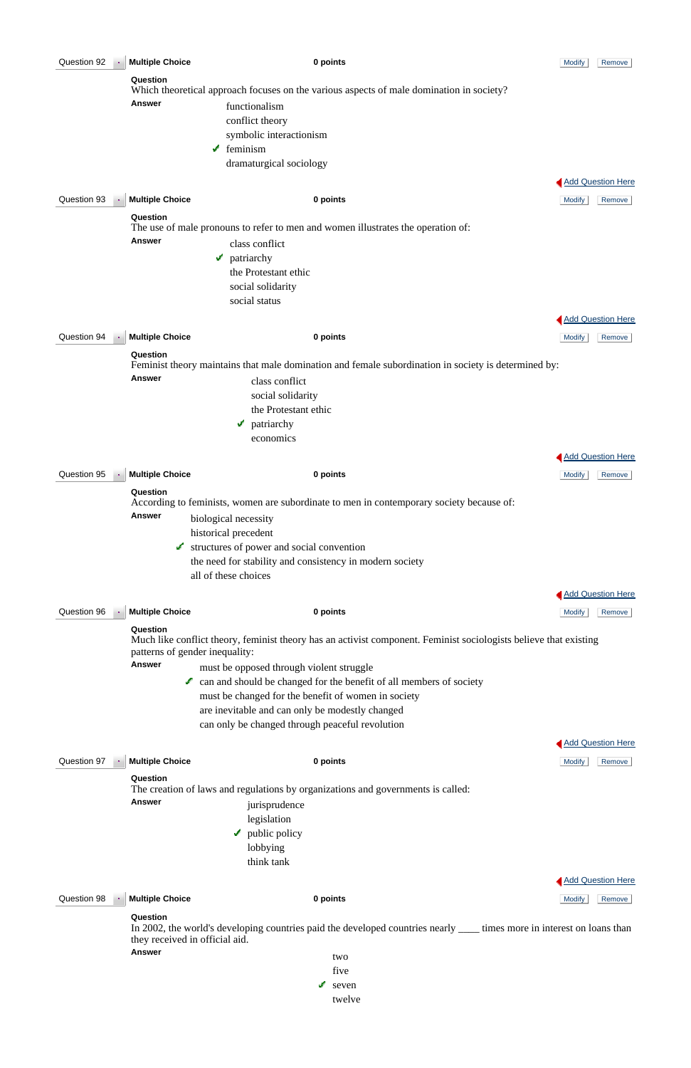**Question 92** | **Multiple Choice** | **0 points**

**Question**
Which theoretical approach focuses on the various aspects of male domination in society?

**Answer**

- functionalism
- conflict theory
- symbolic interactionism
- ✔ feminism
- dramaturgical sociology

**Question 93** | **Multiple Choice** | **0 points**

**Question**
The use of male pronouns to refer to men and women illustrates the operation of:

**Answer**

- class conflict
- ✔ patriarchy
- the Protestant ethic
- social solidarity
- social status

**Question 94** | **Multiple Choice** | **0 points**

**Question**
Feminist theory maintains that male domination and female subordination in society is determined by:

**Answer**

- class conflict
- social solidarity
- the Protestant ethic
- ✔ patriarchy
- economics

**Question 95** | **Multiple Choice** | **0 points**

**Question**
According to feminists, women are subordinate to men in contemporary society because of:

**Answer**

- biological necessity
- historical precedent
- ✔ structures of power and social convention
- the need for stability and consistency in modern society
- all of these choices

**Question 96** | **Multiple Choice** | **0 points**

**Question**
Much like conflict theory, feminist theory has an activist component. Feminist sociologists believe that existing patterns of gender inequality:

**Answer**

- must be opposed through violent struggle
- ✔ can and should be changed for the benefit of all members of society
- must be changed for the benefit of women in society
- are inevitable and can only be modestly changed
- can only be changed through peaceful revolution

**Question 97** | **Multiple Choice** | **0 points**

**Question**
The creation of laws and regulations by organizations and governments is called:

**Answer**

- jurisprudence
- legislation
- ✔ public policy
- lobbying
- think tank

**Question 98** | **Multiple Choice** | **0 points**

**Question**
In 2002, the world's developing countries paid the developed countries nearly ____ times more in interest on loans than they received in official aid.

**Answer**

- two
- five
- ✔ seven
- twelve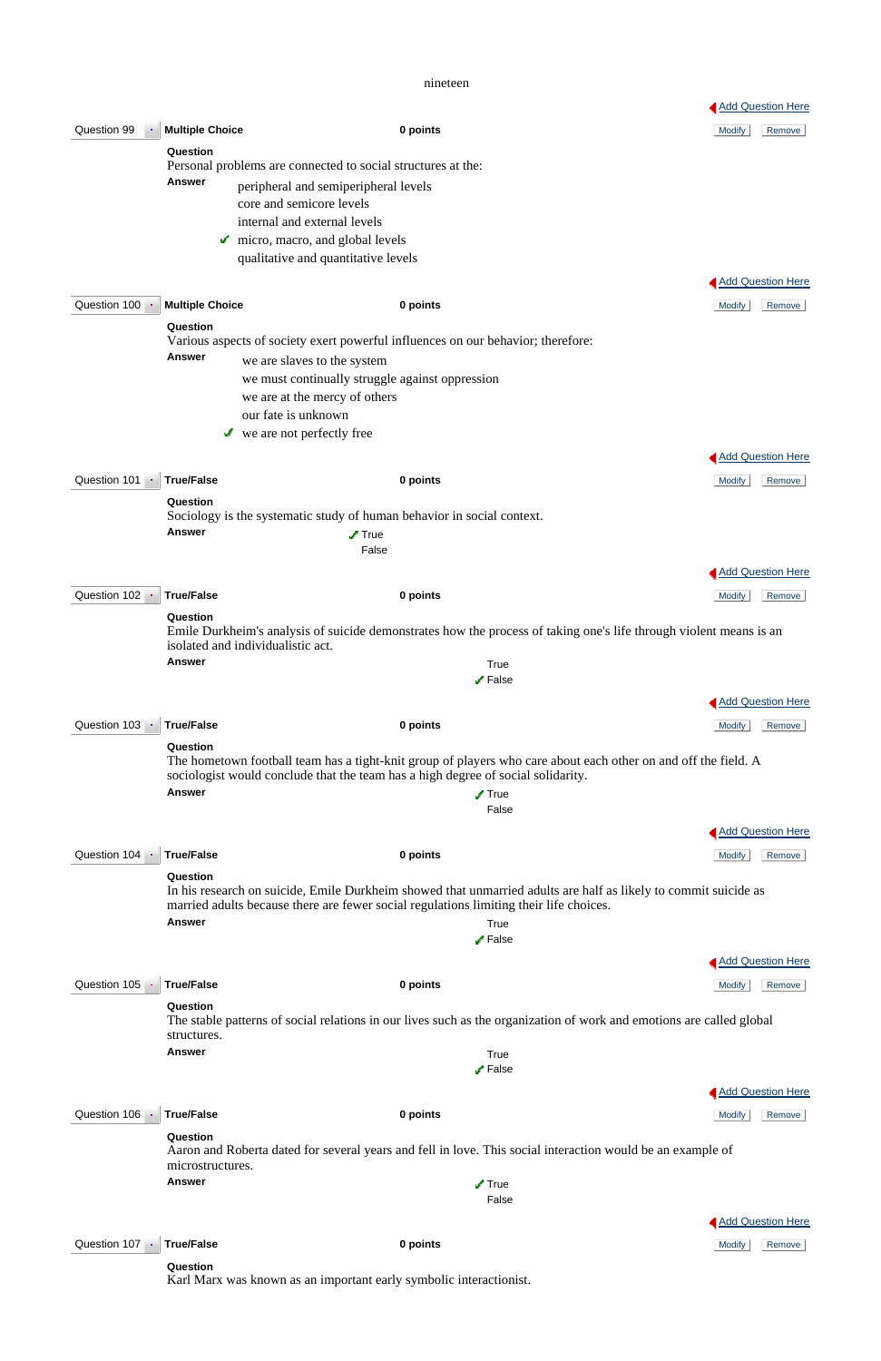nineteen

Add Question Here

**Question 99** | **Multiple Choice** | **0 points**

Modify | Remove

**Question**

Personal problems are connected to social structures at the:

**Answer**

- peripheral and semiperipheral levels
- core and semicore levels
- internal and external levels
- ✔ micro, macro, and global levels
- qualitative and quantitative levels

Add Question Here

**Question 100** | **Multiple Choice** | **0 points**

Modify | Remove

**Question**

Various aspects of society exert powerful influences on our behavior; therefore:

**Answer**

- we are slaves to the system
- we must continually struggle against oppression
- we are at the mercy of others
- our fate is unknown
- ✔ we are not perfectly free

Add Question Here

**Question 101** | **True/False** | **0 points**

Modify | Remove

**Question**

Sociology is the systematic study of human behavior in social context.

**Answer**

- ✔ True
- False

Add Question Here

**Question 102** | **True/False** | **0 points**

Modify | Remove

**Question**

Emile Durkheim's analysis of suicide demonstrates how the process of taking one's life through violent means is an isolated and individualistic act.

**Answer**

- True
- ✔ False

Add Question Here

**Question 103** | **True/False** | **0 points**

Modify | Remove

**Question**

The hometown football team has a tight-knit group of players who care about each other on and off the field. A sociologist would conclude that the team has a high degree of social solidarity.

**Answer**

- ✔ True
- False

Add Question Here

**Question 104** | **True/False** | **0 points**

Modify | Remove

**Question**

In his research on suicide, Emile Durkheim showed that unmarried adults are half as likely to commit suicide as married adults because there are fewer social regulations limiting their life choices.

**Answer**

- True
- ✔ False

Add Question Here

**Question 105** | **True/False** | **0 points**

Modify | Remove

**Question**

The stable patterns of social relations in our lives such as the organization of work and emotions are called global structures.

**Answer**

- True
- ✔ False

Add Question Here

**Question 106** | **True/False** | **0 points**

Modify | Remove

**Question**

Aaron and Roberta dated for several years and fell in love. This social interaction would be an example of microstructures.

**Answer**

- ✔ True
- False

Add Question Here

**Question 107** | **True/False** | **0 points**

Modify | Remove

**Question**

Karl Marx was known as an important early symbolic interactionist.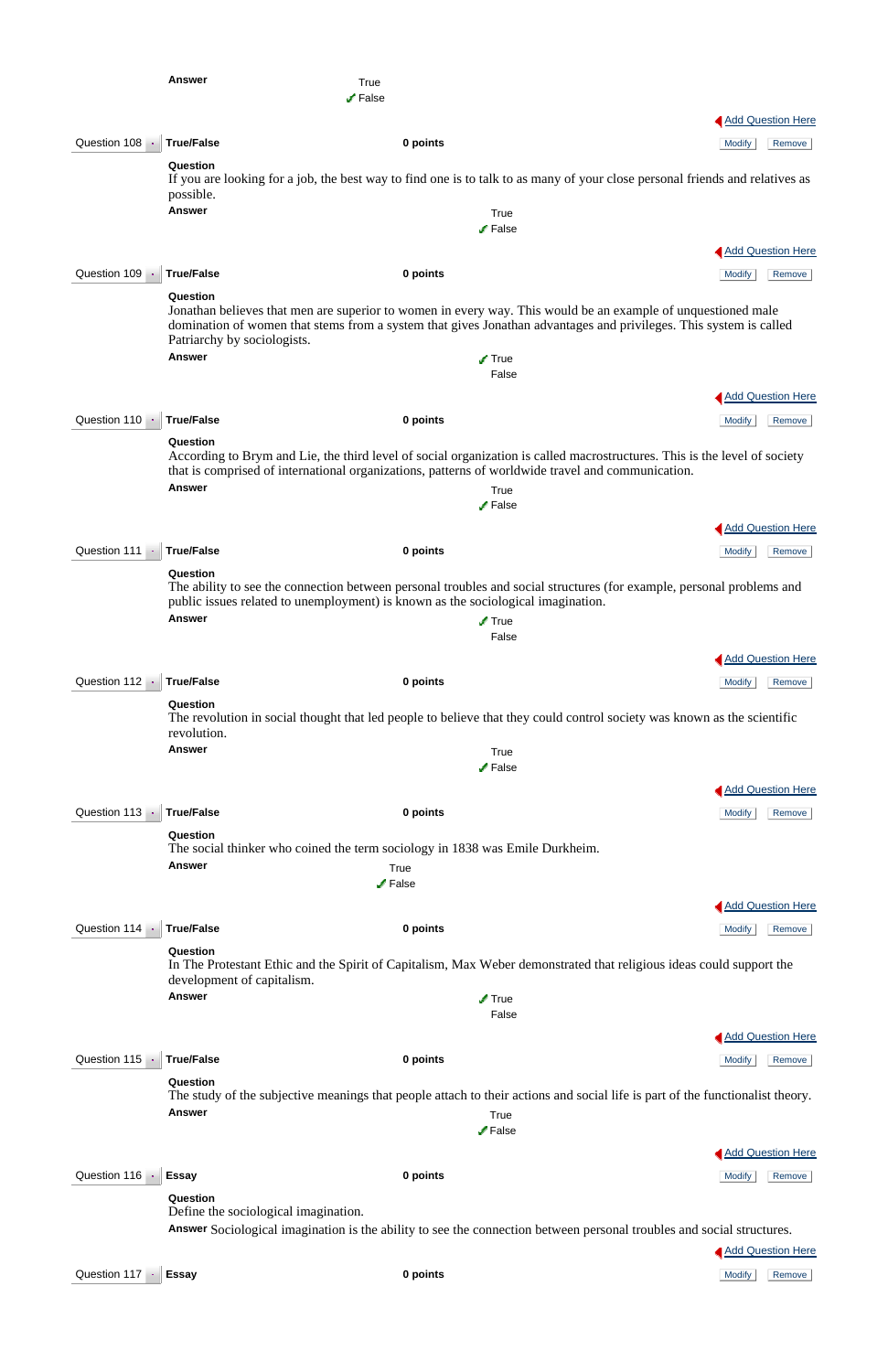**Answer**

True
✓ False

Add Question Here

| Question 108 | True/False | 0 points | Modify | Remove |
|---|---|---|---|---|

**Question**
If you are looking for a job, the best way to find one is to talk to as many of your close personal friends and relatives as possible.
**Answer**

True
✓ False

Add Question Here

| Question 109 | True/False | 0 points | Modify | Remove |
|---|---|---|---|---|

**Question**
Jonathan believes that men are superior to women in every way. This would be an example of unquestioned male domination of women that stems from a system that gives Jonathan advantages and privileges. This system is called Patriarchy by sociologists.
**Answer**

✓ True
False

Add Question Here

| Question 110 | True/False | 0 points | Modify | Remove |
|---|---|---|---|---|

**Question**
According to Brym and Lie, the third level of social organization is called macrostructures. This is the level of society that is comprised of international organizations, patterns of worldwide travel and communication.
**Answer**

True
✓ False

Add Question Here

| Question 111 | True/False | 0 points | Modify | Remove |
|---|---|---|---|---|

**Question**
The ability to see the connection between personal troubles and social structures (for example, personal problems and public issues related to unemployment) is known as the sociological imagination.
**Answer**

✓ True
False

Add Question Here

| Question 112 | True/False | 0 points | Modify | Remove |
|---|---|---|---|---|

**Question**
The revolution in social thought that led people to believe that they could control society was known as the scientific revolution.
**Answer**

True
✓ False

Add Question Here

| Question 113 | True/False | 0 points | Modify | Remove |
|---|---|---|---|---|

**Question**
The social thinker who coined the term sociology in 1838 was Emile Durkheim.
**Answer**

True
✓ False

Add Question Here

| Question 114 | True/False | 0 points | Modify | Remove |
|---|---|---|---|---|

**Question**
In The Protestant Ethic and the Spirit of Capitalism, Max Weber demonstrated that religious ideas could support the development of capitalism.
**Answer**

✓ True
False

Add Question Here

| Question 115 | True/False | 0 points | Modify | Remove |
|---|---|---|---|---|

**Question**
The study of the subjective meanings that people attach to their actions and social life is part of the functionalist theory.
**Answer**

True
✓ False

Add Question Here

| Question 116 | Essay | 0 points | Modify | Remove |
|---|---|---|---|---|

**Question**
Define the sociological imagination.
**Answer** Sociological imagination is the ability to see the connection between personal troubles and social structures.

Add Question Here

| Question 117 | Essay | 0 points | Modify | Remove |
|---|---|---|---|---|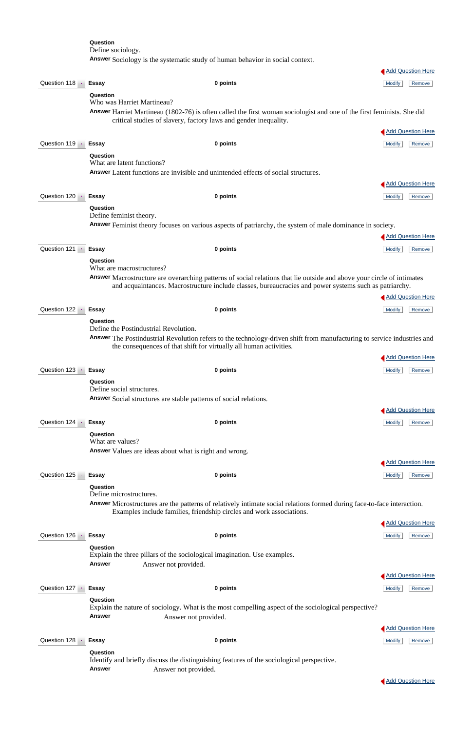**Question**
Define sociology.
**Answer** Sociology is the systematic study of human behavior in social context.

Add Question Here

Question 118 | Essay | 0 points | Modify | Remove

**Question**
Who was Harriet Martineau?
**Answer** Harriet Martineau (1802-76) is often called the first woman sociologist and one of the first feminists. She did critical studies of slavery, factory laws and gender inequality.

Add Question Here

Question 119 | Essay | 0 points | Modify | Remove

**Question**
What are latent functions?
**Answer** Latent functions are invisible and unintended effects of social structures.

Add Question Here

Question 120 | Essay | 0 points | Modify | Remove

**Question**
Define feminist theory.
**Answer** Feminist theory focuses on various aspects of patriarchy, the system of male dominance in society.

Add Question Here

Question 121 | Essay | 0 points | Modify | Remove

**Question**
What are macrostructures?
**Answer** Macrostructure are overarching patterns of social relations that lie outside and above your circle of intimates and acquaintances. Macrostructure include classes, bureaucracies and power systems such as patriarchy.

Add Question Here

Question 122 | Essay | 0 points | Modify | Remove

**Question**
Define the Postindustrial Revolution.
**Answer** The Postindustrial Revolution refers to the technology-driven shift from manufacturing to service industries and the consequences of that shift for virtually all human activities.

Add Question Here

Question 123 | Essay | 0 points | Modify | Remove

**Question**
Define social structures.
**Answer** Social structures are stable patterns of social relations.

Add Question Here

Question 124 | Essay | 0 points | Modify | Remove

**Question**
What are values?
**Answer** Values are ideas about what is right and wrong.

Add Question Here

Question 125 | Essay | 0 points | Modify | Remove

**Question**
Define microstructures.
**Answer** Microstructures are the patterns of relatively intimate social relations formed during face-to-face interaction. Examples include families, friendship circles and work associations.

Add Question Here

Question 126 | Essay | 0 points | Modify | Remove

**Question**
Explain the three pillars of the sociological imagination. Use examples.
**Answer** Answer not provided.

Add Question Here

Question 127 | Essay | 0 points | Modify | Remove

**Question**
Explain the nature of sociology. What is the most compelling aspect of the sociological perspective?
**Answer** Answer not provided.

Add Question Here

Question 128 | Essay | 0 points | Modify | Remove

**Question**
Identify and briefly discuss the distinguishing features of the sociological perspective.
**Answer** Answer not provided.

Add Question Here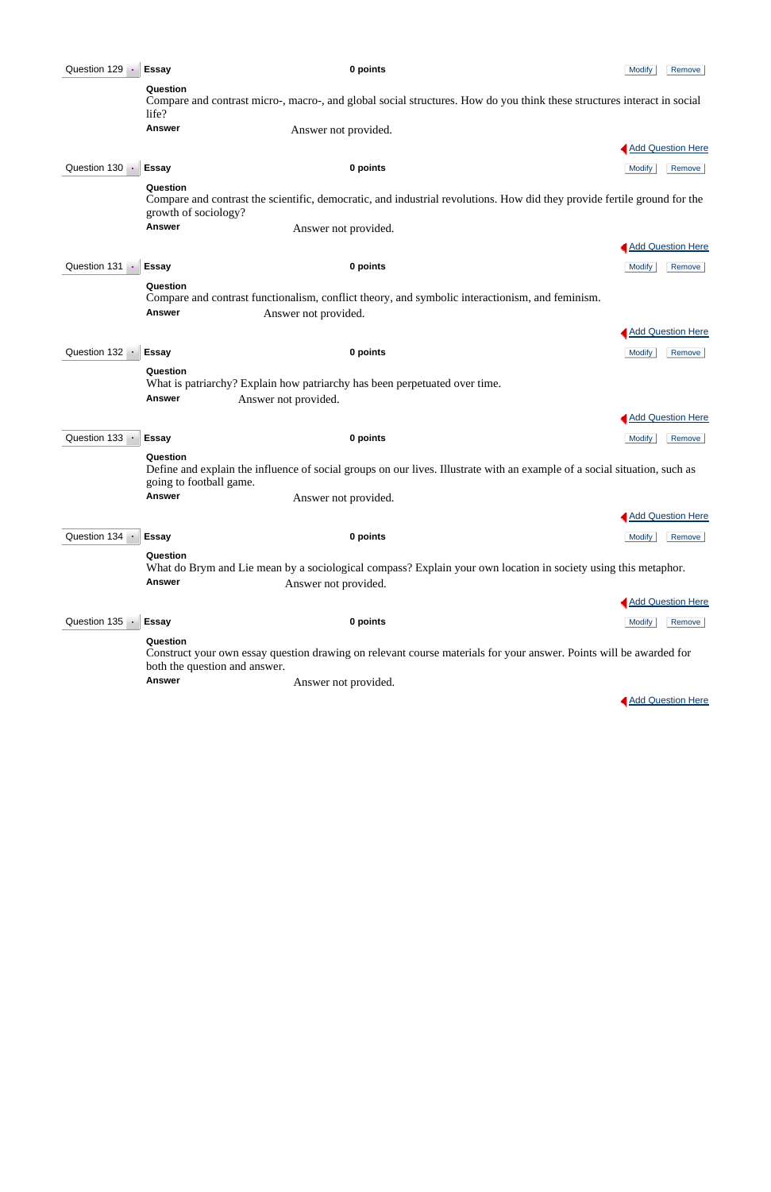Question 129 | Essay | 0 points | Modify | Remove

**Question**
Compare and contrast micro-, macro-, and global social structures. How do you think these structures interact in social life?

**Answer**
Answer not provided.

Add Question Here

Question 130 | Essay | 0 points | Modify | Remove

**Question**
Compare and contrast the scientific, democratic, and industrial revolutions. How did they provide fertile ground for the growth of sociology?

**Answer**
Answer not provided.

Add Question Here

Question 131 | Essay | 0 points | Modify | Remove

**Question**
Compare and contrast functionalism, conflict theory, and symbolic interactionism, and feminism.

**Answer**
Answer not provided.

Add Question Here

Question 132 | Essay | 0 points | Modify | Remove

**Question**
What is patriarchy? Explain how patriarchy has been perpetuated over time.

**Answer**
Answer not provided.

Add Question Here

Question 133 | Essay | 0 points | Modify | Remove

**Question**
Define and explain the influence of social groups on our lives. Illustrate with an example of a social situation, such as going to football game.

**Answer**
Answer not provided.

Add Question Here

Question 134 | Essay | 0 points | Modify | Remove

**Question**
What do Brym and Lie mean by a sociological compass? Explain your own location in society using this metaphor.

**Answer**
Answer not provided.

Add Question Here

Question 135 | Essay | 0 points | Modify | Remove

**Question**
Construct your own essay question drawing on relevant course materials for your answer. Points will be awarded for both the question and answer.

**Answer**
Answer not provided.

Add Question Here